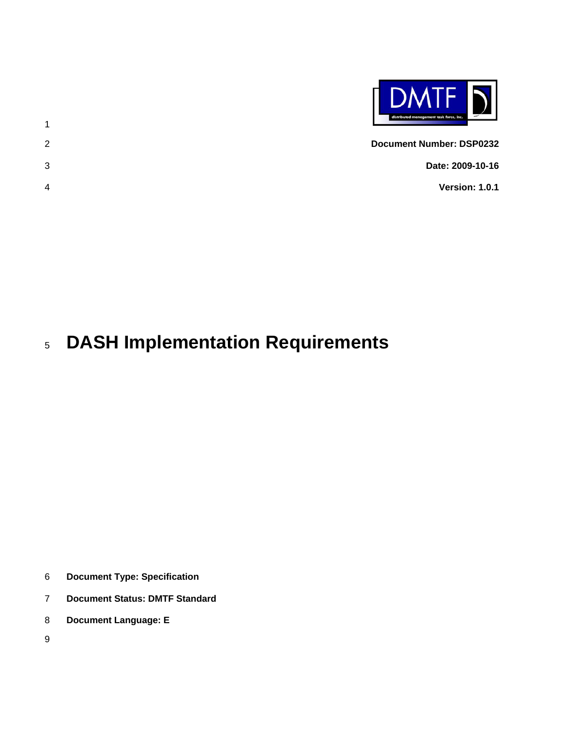**Document Number: DSP0232**

**Date: 2009-10-16**

**Version: 1.0.1**

# DASH Implementation Requirements

**Document Type: Specification**

**Document Status: DMTF Standard**

**Document Language: E**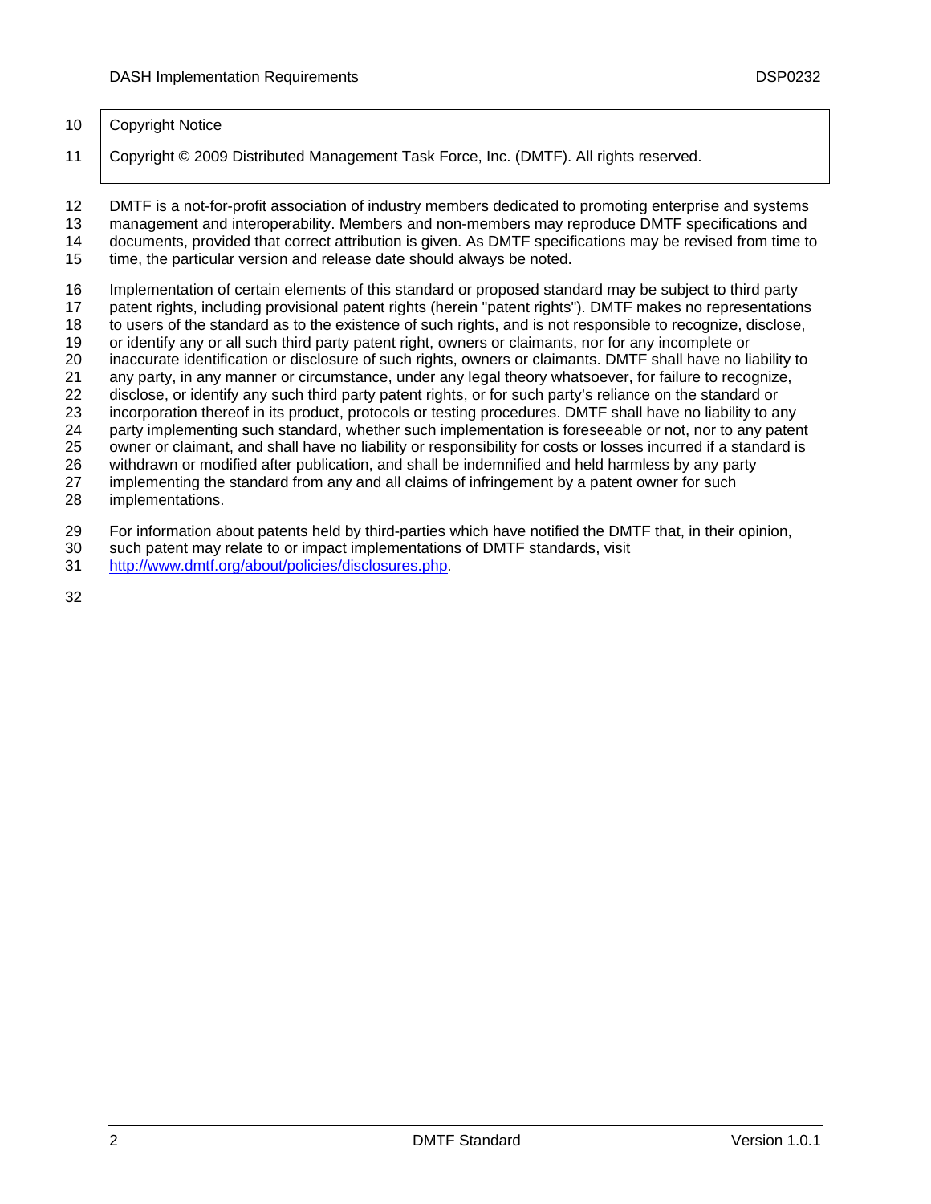Copyright Notice

Copyright © 2009 Distributed Management Task Force, Inc. (DMTF). All rights reserved.

DMTF is a not-for-profit association of industry members dedicated to promoting enterprise and systems management and interoperability. Members and non-members may reproduce DMTF specifications and documents, provided that correct attribution is given. As DMTF specifications may be revised from time to time, the particular version and release date should always be noted.

Implementation of certain elements of this standard or proposed standard may be subject to third party patent rights, including provisional patent rights (herein "patent rights"). DMTF makes no representations to users of the standard as to the existence of such rights, and is not responsible to recognize, disclose, or identify any or all such third party patent right, owners or claimants, nor for any incomplete or inaccurate identification or disclosure of such rights, owners or claimants. DMTF shall have no liability to any party, in any manner or circumstance, under any legal theory whatsoever, for failure to recognize, disclose, or identify any such third party patent rights, or for such party's reliance on the standard or incorporation thereof in its product, protocols or testing procedures. DMTF shall have no liability to any party implementing such standard, whether such implementation is foreseeable or not, nor to any patent owner or claimant, and shall have no liability or responsibility for costs or losses incurred if a standard is withdrawn or modified after publication, and shall be indemnified and held harmless by any party implementing the standard from any and all claims of infringement by a patent owner for such implementations.

For information about patents held by third-parties which have notified the DMTF that, in their opinion, such patent may relate to or impact implementations of DMTF standards, visit http://www.dmtf.org/about/policies/disclosures.php.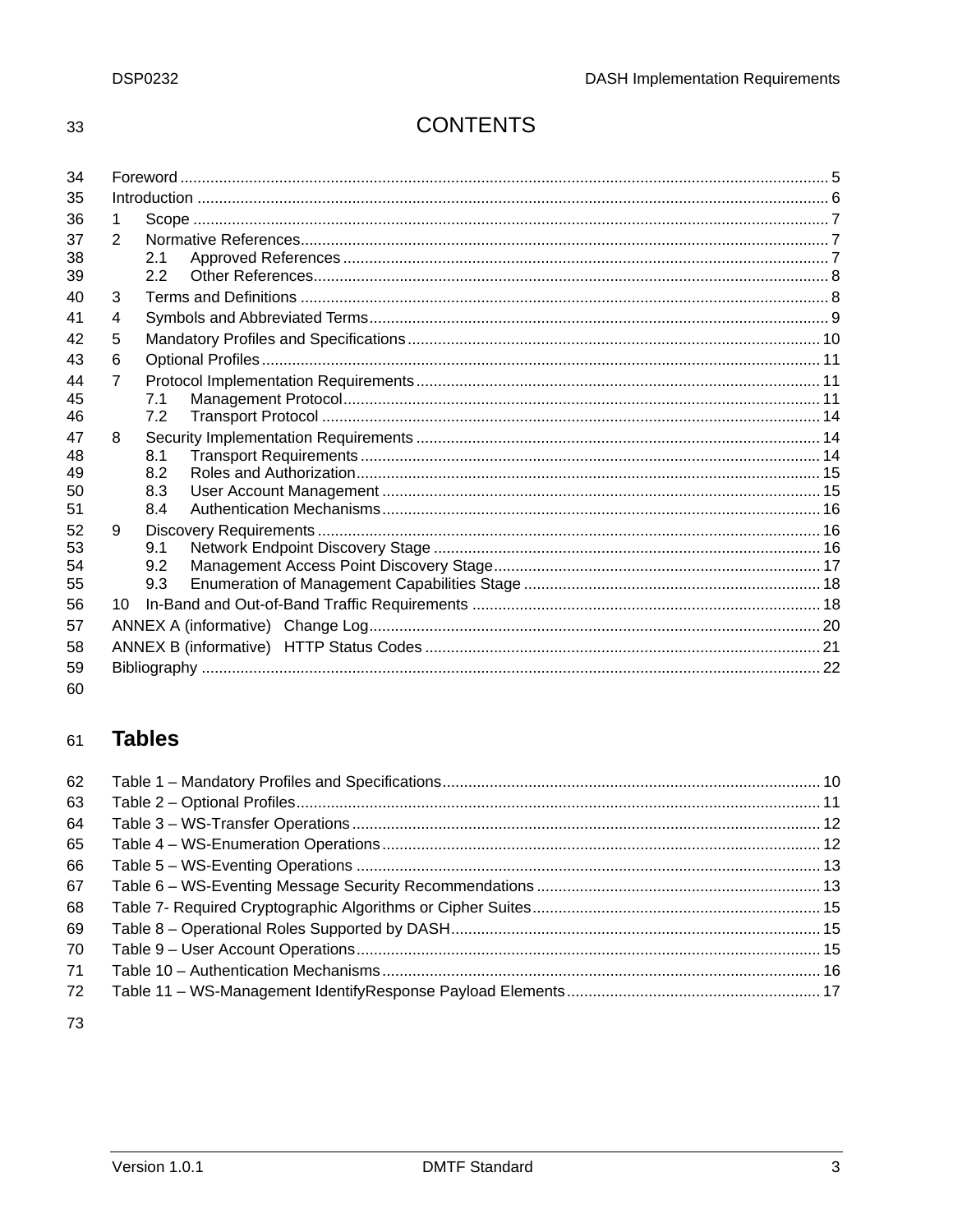# CONTENTS

Foreword ..... 5
Introduction ..... 6
1 Scope ..... 7
2 Normative References ..... 7
  2.1 Approved References ..... 7
  2.2 Other References ..... 8
3 Terms and Definitions ..... 8
4 Symbols and Abbreviated Terms ..... 9
5 Mandatory Profiles and Specifications ..... 10
6 Optional Profiles ..... 11
7 Protocol Implementation Requirements ..... 11
  7.1 Management Protocol ..... 11
  7.2 Transport Protocol ..... 14
8 Security Implementation Requirements ..... 14
  8.1 Transport Requirements ..... 14
  8.2 Roles and Authorization ..... 15
  8.3 User Account Management ..... 15
  8.4 Authentication Mechanisms ..... 16
9 Discovery Requirements ..... 16
  9.1 Network Endpoint Discovery Stage ..... 16
  9.2 Management Access Point Discovery Stage ..... 17
  9.3 Enumeration of Management Capabilities Stage ..... 18
10 In-Band and Out-of-Band Traffic Requirements ..... 18
ANNEX A (informative) Change Log ..... 20
ANNEX B (informative) HTTP Status Codes ..... 21
Bibliography ..... 22

## Tables

Table 1 – Mandatory Profiles and Specifications ..... 10
Table 2 – Optional Profiles ..... 11
Table 3 – WS-Transfer Operations ..... 12
Table 4 – WS-Enumeration Operations ..... 12
Table 5 – WS-Eventing Operations ..... 13
Table 6 – WS-Eventing Message Security Recommendations ..... 13
Table 7- Required Cryptographic Algorithms or Cipher Suites ..... 15
Table 8 – Operational Roles Supported by DASH ..... 15
Table 9 – User Account Operations ..... 15
Table 10 – Authentication Mechanisms ..... 16
Table 11 – WS-Management IdentifyResponse Payload Elements ..... 17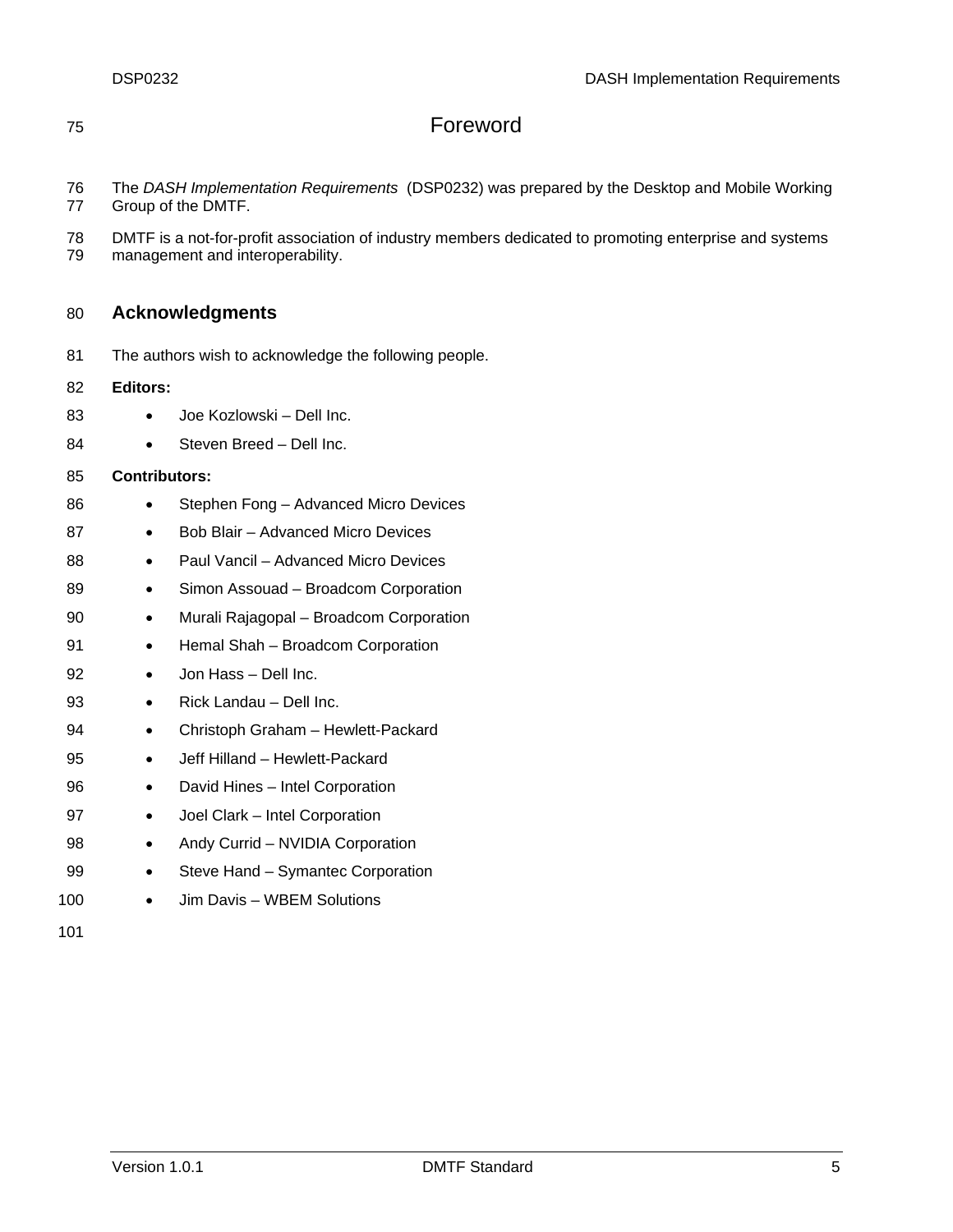# Foreword

The *DASH Implementation Requirements* (DSP0232) was prepared by the Desktop and Mobile Working Group of the DMTF.

DMTF is a not-for-profit association of industry members dedicated to promoting enterprise and systems management and interoperability.

## Acknowledgments

The authors wish to acknowledge the following people.

**Editors:**

- Joe Kozlowski – Dell Inc.
- Steven Breed – Dell Inc.

**Contributors:**

- Stephen Fong – Advanced Micro Devices
- Bob Blair – Advanced Micro Devices
- Paul Vancil – Advanced Micro Devices
- Simon Assouad – Broadcom Corporation
- Murali Rajagopal – Broadcom Corporation
- Hemal Shah – Broadcom Corporation
- Jon Hass – Dell Inc.
- Rick Landau – Dell Inc.
- Christoph Graham – Hewlett-Packard
- Jeff Hilland – Hewlett-Packard
- David Hines – Intel Corporation
- Joel Clark – Intel Corporation
- Andy Currid – NVIDIA Corporation
- Steve Hand – Symantec Corporation
- Jim Davis – WBEM Solutions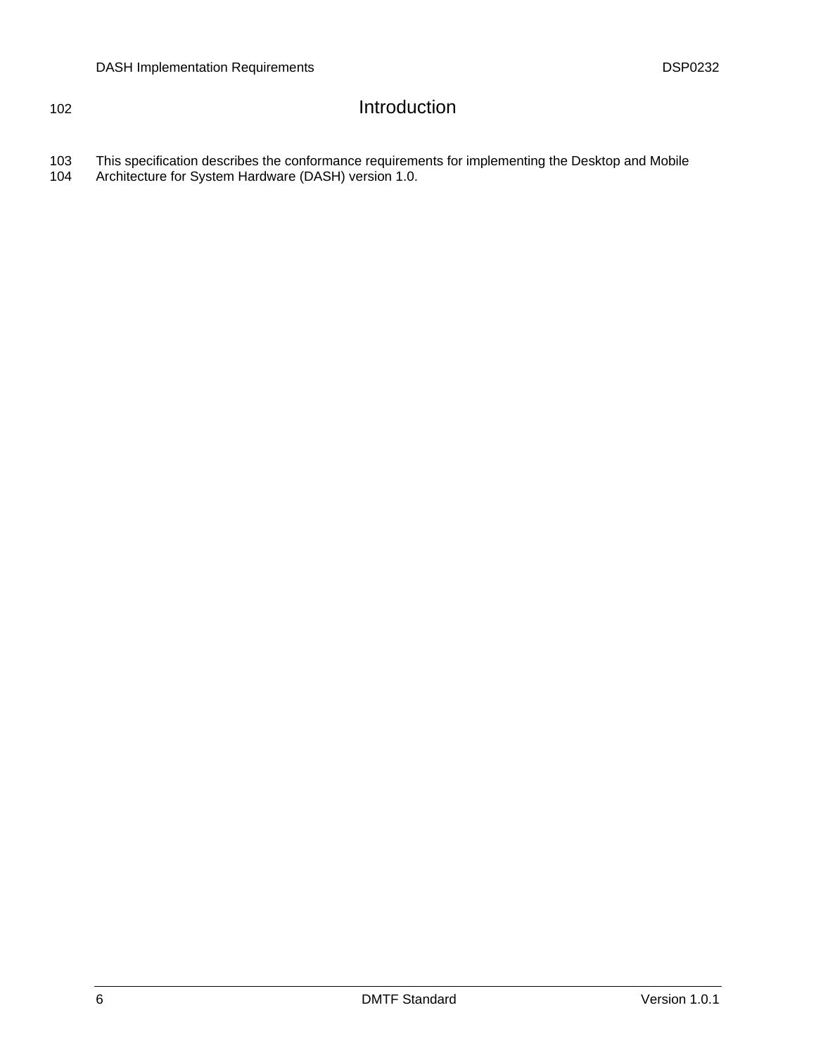# Introduction

This specification describes the conformance requirements for implementing the Desktop and Mobile Architecture for System Hardware (DASH) version 1.0.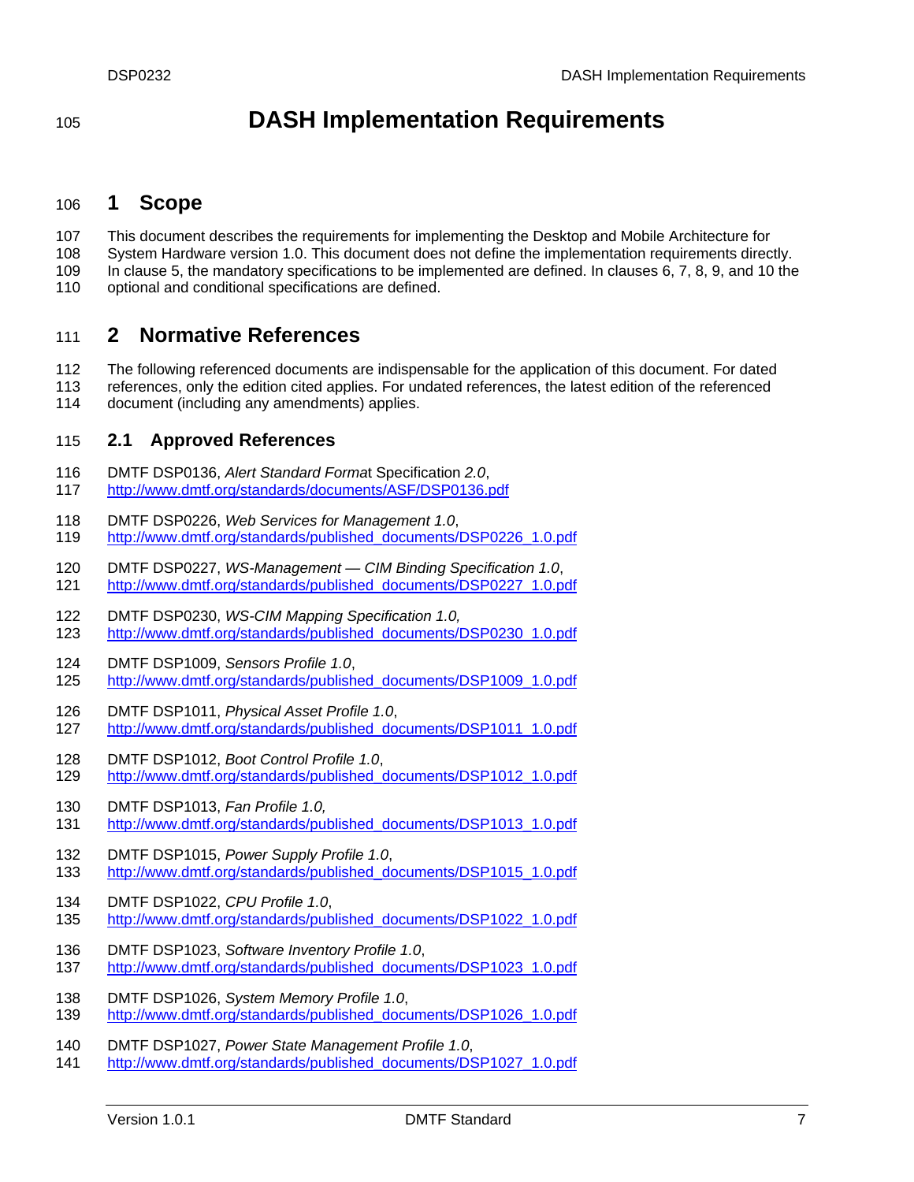# DASH Implementation Requirements

## 1 Scope

This document describes the requirements for implementing the Desktop and Mobile Architecture for System Hardware version 1.0. This document does not define the implementation requirements directly. In clause 5, the mandatory specifications to be implemented are defined. In clauses 6, 7, 8, 9, and 10 the optional and conditional specifications are defined.

## 2 Normative References

The following referenced documents are indispensable for the application of this document. For dated references, only the edition cited applies. For undated references, the latest edition of the referenced document (including any amendments) applies.

### 2.1 Approved References

DMTF DSP0136, *Alert Standard Format* Specification *2.0*,
http://www.dmtf.org/standards/documents/ASF/DSP0136.pdf

DMTF DSP0226, *Web Services for Management 1.0*,
http://www.dmtf.org/standards/published_documents/DSP0226_1.0.pdf

DMTF DSP0227, *WS-Management — CIM Binding Specification 1.0*,
http://www.dmtf.org/standards/published_documents/DSP0227_1.0.pdf

DMTF DSP0230, *WS-CIM Mapping Specification 1.0,*
http://www.dmtf.org/standards/published_documents/DSP0230_1.0.pdf

DMTF DSP1009, *Sensors Profile 1.0*,
http://www.dmtf.org/standards/published_documents/DSP1009_1.0.pdf

DMTF DSP1011, *Physical Asset Profile 1.0*,
http://www.dmtf.org/standards/published_documents/DSP1011_1.0.pdf

DMTF DSP1012, *Boot Control Profile 1.0*,
http://www.dmtf.org/standards/published_documents/DSP1012_1.0.pdf

DMTF DSP1013, *Fan Profile 1.0,*
http://www.dmtf.org/standards/published_documents/DSP1013_1.0.pdf

DMTF DSP1015, *Power Supply Profile 1.0*,
http://www.dmtf.org/standards/published_documents/DSP1015_1.0.pdf

DMTF DSP1022, *CPU Profile 1.0*,
http://www.dmtf.org/standards/published_documents/DSP1022_1.0.pdf

DMTF DSP1023, *Software Inventory Profile 1.0*,
http://www.dmtf.org/standards/published_documents/DSP1023_1.0.pdf

DMTF DSP1026, *System Memory Profile 1.0*,
http://www.dmtf.org/standards/published_documents/DSP1026_1.0.pdf

DMTF DSP1027, *Power State Management Profile 1.0*,
http://www.dmtf.org/standards/published_documents/DSP1027_1.0.pdf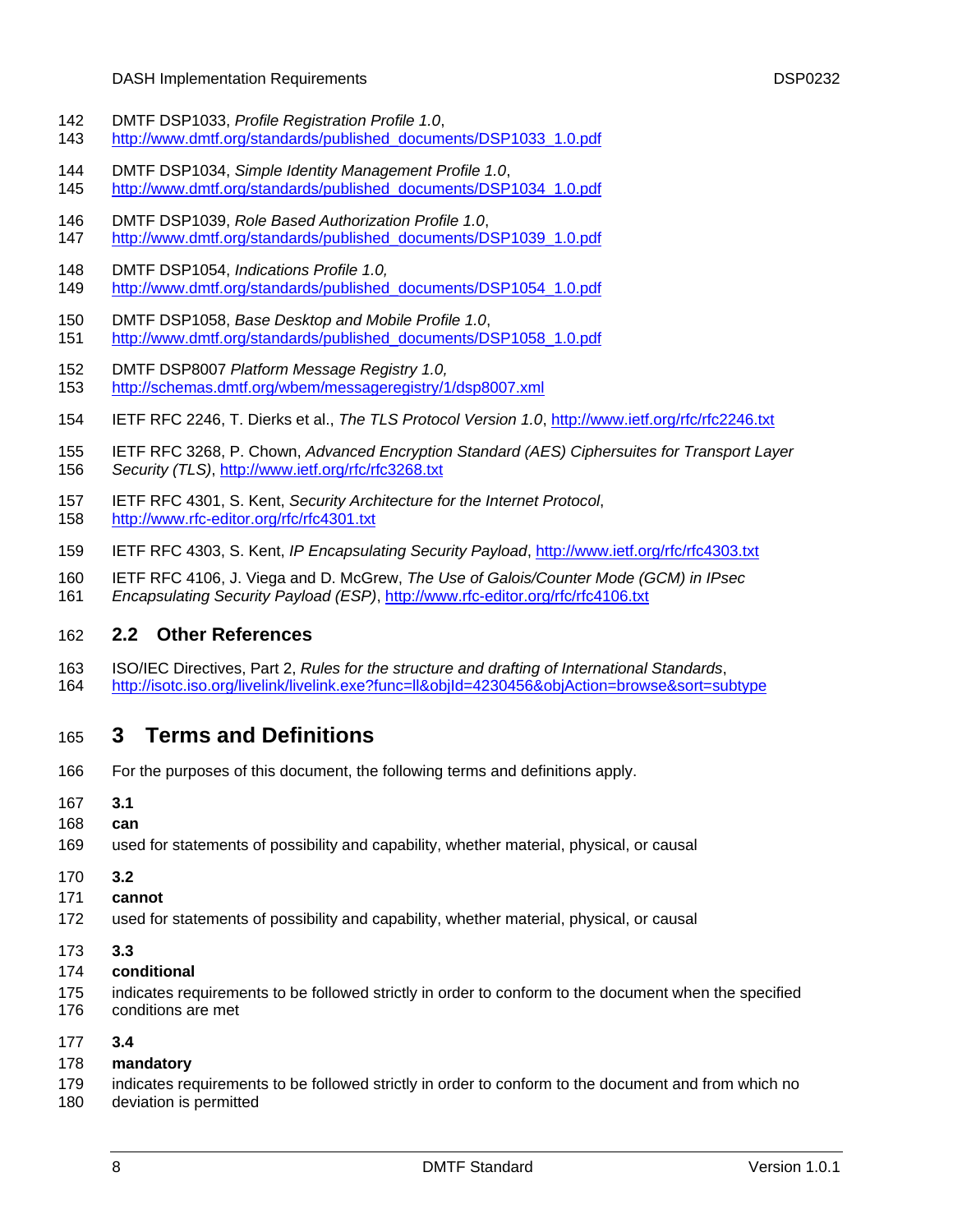DMTF DSP1033, *Profile Registration Profile 1.0*, http://www.dmtf.org/standards/published_documents/DSP1033_1.0.pdf

DMTF DSP1034, *Simple Identity Management Profile 1.0*, http://www.dmtf.org/standards/published_documents/DSP1034_1.0.pdf

DMTF DSP1039, *Role Based Authorization Profile 1.0*, http://www.dmtf.org/standards/published_documents/DSP1039_1.0.pdf

DMTF DSP1054, *Indications Profile 1.0,* http://www.dmtf.org/standards/published_documents/DSP1054_1.0.pdf

DMTF DSP1058, *Base Desktop and Mobile Profile 1.0*, http://www.dmtf.org/standards/published_documents/DSP1058_1.0.pdf

DMTF DSP8007 *Platform Message Registry 1.0,* http://schemas.dmtf.org/wbem/messageregistry/1/dsp8007.xml

IETF RFC 2246, T. Dierks et al., *The TLS Protocol Version 1.0*, http://www.ietf.org/rfc/rfc2246.txt

IETF RFC 3268, P. Chown, *Advanced Encryption Standard (AES) Ciphersuites for Transport Layer Security (TLS)*, http://www.ietf.org/rfc/rfc3268.txt

IETF RFC 4301, S. Kent, *Security Architecture for the Internet Protocol*, http://www.rfc-editor.org/rfc/rfc4301.txt

IETF RFC 4303, S. Kent, *IP Encapsulating Security Payload*, http://www.ietf.org/rfc/rfc4303.txt

IETF RFC 4106, J. Viega and D. McGrew, *The Use of Galois/Counter Mode (GCM) in IPsec Encapsulating Security Payload (ESP)*, http://www.rfc-editor.org/rfc/rfc4106.txt

## 2.2 Other References

ISO/IEC Directives, Part 2, *Rules for the structure and drafting of International Standards*, http://isotc.iso.org/livelink/livelink.exe?func=ll&objId=4230456&objAction=browse&sort=subtype

# 3 Terms and Definitions

For the purposes of this document, the following terms and definitions apply.

**3.1**
**can**
used for statements of possibility and capability, whether material, physical, or causal

**3.2**
**cannot**
used for statements of possibility and capability, whether material, physical, or causal

**3.3**
**conditional**
indicates requirements to be followed strictly in order to conform to the document when the specified conditions are met

**3.4**
**mandatory**
indicates requirements to be followed strictly in order to conform to the document and from which no deviation is permitted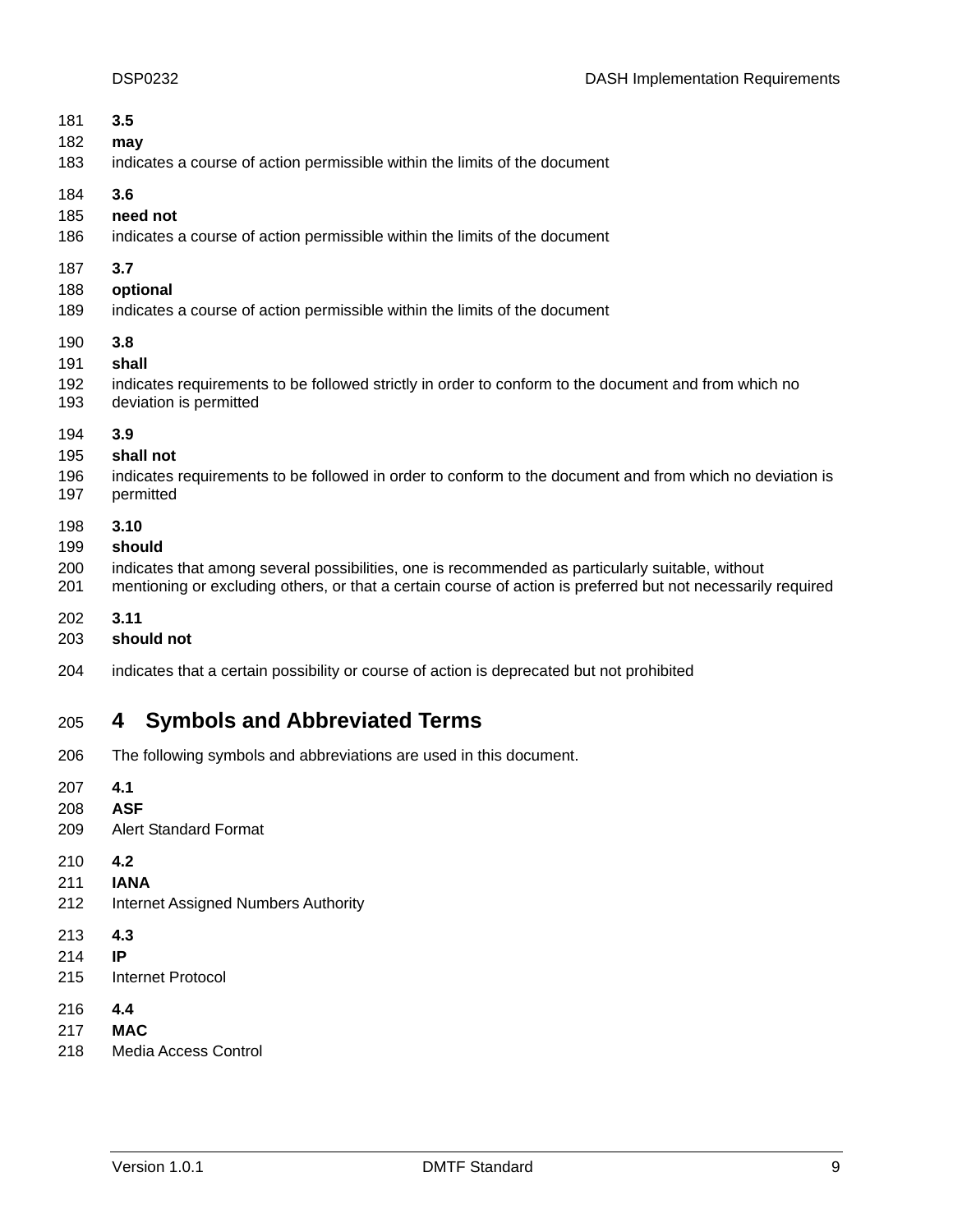**3.5**

**may**

indicates a course of action permissible within the limits of the document

**3.6**

**need not**

indicates a course of action permissible within the limits of the document

**3.7**

**optional**

indicates a course of action permissible within the limits of the document

**3.8**

**shall**

indicates requirements to be followed strictly in order to conform to the document and from which no deviation is permitted

**3.9**

**shall not**

indicates requirements to be followed in order to conform to the document and from which no deviation is permitted

**3.10**

**should**

indicates that among several possibilities, one is recommended as particularly suitable, without mentioning or excluding others, or that a certain course of action is preferred but not necessarily required

**3.11**

**should not**

indicates that a certain possibility or course of action is deprecated but not prohibited

# 4 Symbols and Abbreviated Terms

The following symbols and abbreviations are used in this document.

**4.1**

**ASF**

Alert Standard Format

**4.2**

**IANA**

Internet Assigned Numbers Authority

**4.3**

**IP**

Internet Protocol

**4.4**

**MAC**

Media Access Control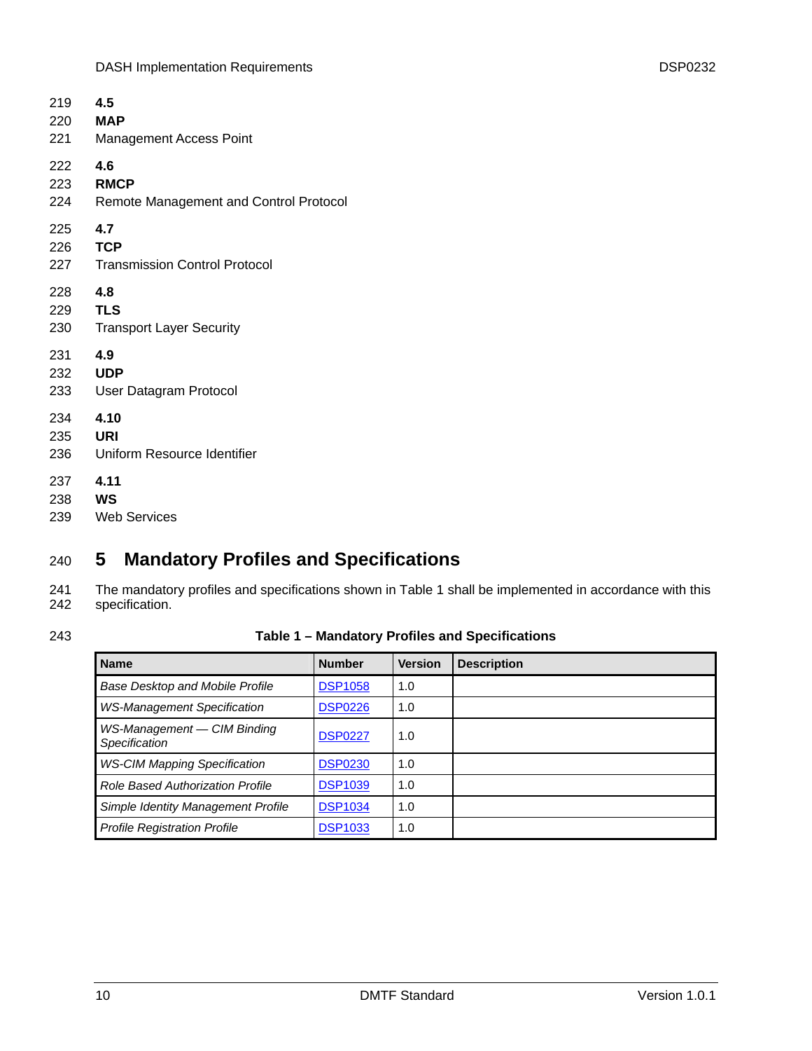### 4.5
**MAP**

Management Access Point

### 4.6
**RMCP**

Remote Management and Control Protocol

### 4.7
**TCP**

Transmission Control Protocol

### 4.8
**TLS**

Transport Layer Security

### 4.9
**UDP**

User Datagram Protocol

### 4.10
**URI**

Uniform Resource Identifier

### 4.11
**WS**

Web Services

# 5 Mandatory Profiles and Specifications

The mandatory profiles and specifications shown in Table 1 shall be implemented in accordance with this specification.

**Table 1 – Mandatory Profiles and Specifications**

| Name | Number | Version | Description |
|---|---|---|---|
| *Base Desktop and Mobile Profile* | DSP1058 | 1.0 | |
| *WS-Management Specification* | DSP0226 | 1.0 | |
| *WS-Management — CIM Binding Specification* | DSP0227 | 1.0 | |
| *WS-CIM Mapping Specification* | DSP0230 | 1.0 | |
| *Role Based Authorization Profile* | DSP1039 | 1.0 | |
| *Simple Identity Management Profile* | DSP1034 | 1.0 | |
| *Profile Registration Profile* | DSP1033 | 1.0 | |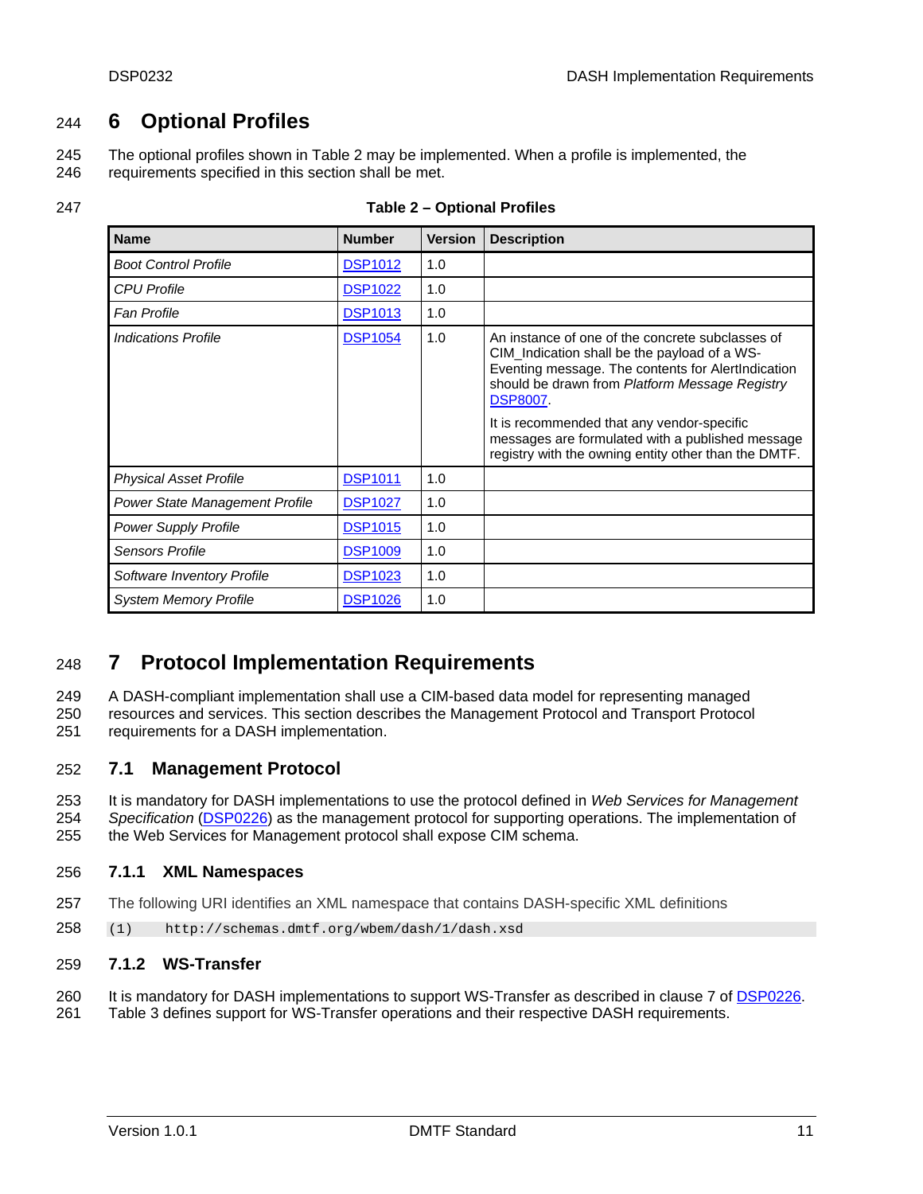# 6 Optional Profiles

The optional profiles shown in Table 2 may be implemented. When a profile is implemented, the requirements specified in this section shall be met.

**Table 2 – Optional Profiles**

| Name | Number | Version | Description |
|---|---|---|---|
| *Boot Control Profile* | DSP1012 | 1.0 | |
| *CPU Profile* | DSP1022 | 1.0 | |
| *Fan Profile* | DSP1013 | 1.0 | |
| *Indications Profile* | DSP1054 | 1.0 | An instance of one of the concrete subclasses of CIM_Indication shall be the payload of a WS-Eventing message. The contents for AlertIndication should be drawn from *Platform Message Registry* DSP8007.<br><br>It is recommended that any vendor-specific messages are formulated with a published message registry with the owning entity other than the DMTF. |
| *Physical Asset Profile* | DSP1011 | 1.0 | |
| *Power State Management Profile* | DSP1027 | 1.0 | |
| *Power Supply Profile* | DSP1015 | 1.0 | |
| *Sensors Profile* | DSP1009 | 1.0 | |
| *Software Inventory Profile* | DSP1023 | 1.0 | |
| *System Memory Profile* | DSP1026 | 1.0 | |

# 7 Protocol Implementation Requirements

A DASH-compliant implementation shall use a CIM-based data model for representing managed resources and services. This section describes the Management Protocol and Transport Protocol requirements for a DASH implementation.

## 7.1 Management Protocol

It is mandatory for DASH implementations to use the protocol defined in *Web Services for Management Specification* (DSP0226) as the management protocol for supporting operations. The implementation of the Web Services for Management protocol shall expose CIM schema.

### 7.1.1 XML Namespaces

The following URI identifies an XML namespace that contains DASH-specific XML definitions

```
(1)    http://schemas.dmtf.org/wbem/dash/1/dash.xsd
```

### 7.1.2 WS-Transfer

It is mandatory for DASH implementations to support WS-Transfer as described in clause 7 of DSP0226. Table 3 defines support for WS-Transfer operations and their respective DASH requirements.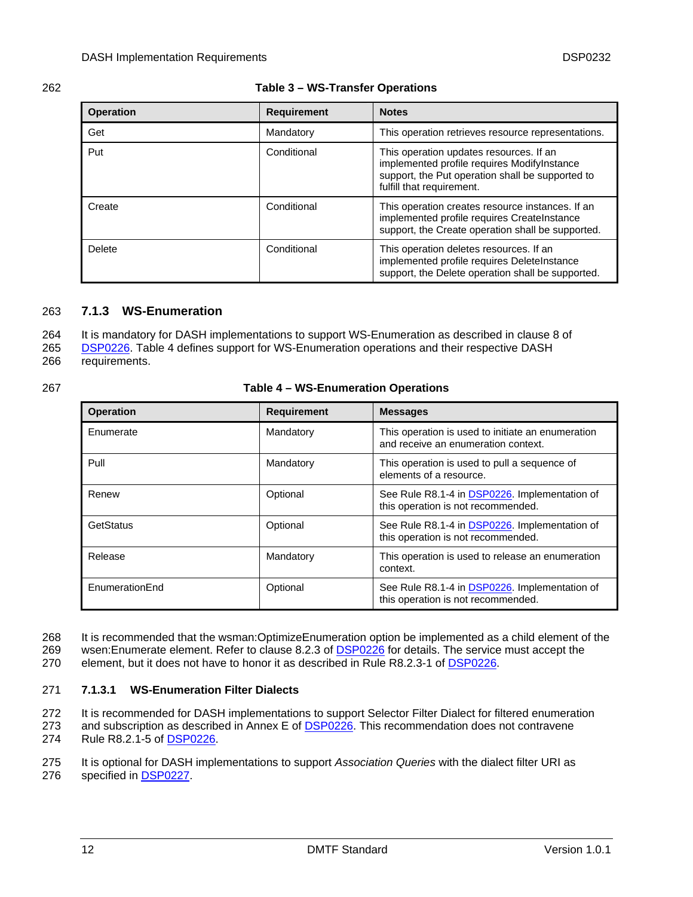**Table 3 – WS-Transfer Operations**

| Operation | Requirement | Notes |
|---|---|---|
| Get | Mandatory | This operation retrieves resource representations. |
| Put | Conditional | This operation updates resources. If an implemented profile requires ModifyInstance support, the Put operation shall be supported to fulfill that requirement. |
| Create | Conditional | This operation creates resource instances. If an implemented profile requires CreateInstance support, the Create operation shall be supported. |
| Delete | Conditional | This operation deletes resources. If an implemented profile requires DeleteInstance support, the Delete operation shall be supported. |

### 7.1.3 WS-Enumeration

It is mandatory for DASH implementations to support WS-Enumeration as described in clause 8 of DSP0226. Table 4 defines support for WS-Enumeration operations and their respective DASH requirements.

**Table 4 – WS-Enumeration Operations**

| Operation | Requirement | Messages |
|---|---|---|
| Enumerate | Mandatory | This operation is used to initiate an enumeration and receive an enumeration context. |
| Pull | Mandatory | This operation is used to pull a sequence of elements of a resource. |
| Renew | Optional | See Rule R8.1-4 in DSP0226. Implementation of this operation is not recommended. |
| GetStatus | Optional | See Rule R8.1-4 in DSP0226. Implementation of this operation is not recommended. |
| Release | Mandatory | This operation is used to release an enumeration context. |
| EnumerationEnd | Optional | See Rule R8.1-4 in DSP0226. Implementation of this operation is not recommended. |

It is recommended that the wsman:OptimizeEnumeration option be implemented as a child element of the wsen:Enumerate element. Refer to clause 8.2.3 of DSP0226 for details. The service must accept the element, but it does not have to honor it as described in Rule R8.2.3-1 of DSP0226.

#### 7.1.3.1 WS-Enumeration Filter Dialects

It is recommended for DASH implementations to support Selector Filter Dialect for filtered enumeration and subscription as described in Annex E of DSP0226. This recommendation does not contravene Rule R8.2.1-5 of DSP0226.

It is optional for DASH implementations to support *Association Queries* with the dialect filter URI as specified in DSP0227.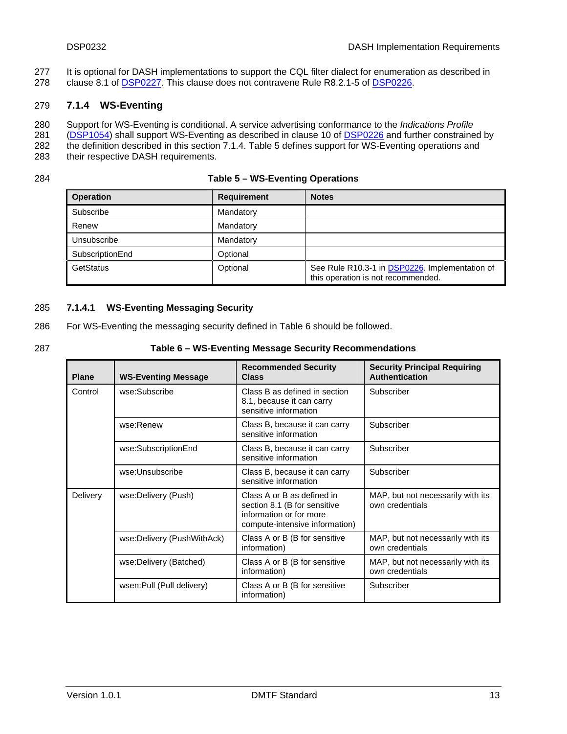It is optional for DASH implementations to support the CQL filter dialect for enumeration as described in clause 8.1 of DSP0227. This clause does not contravene Rule R8.2.1-5 of DSP0226.

### 7.1.4 WS-Eventing

Support for WS-Eventing is conditional. A service advertising conformance to the *Indications Profile* (DSP1054) shall support WS-Eventing as described in clause 10 of DSP0226 and further constrained by the definition described in this section 7.1.4. Table 5 defines support for WS-Eventing operations and their respective DASH requirements.

**Table 5 – WS-Eventing Operations**

| Operation | Requirement | Notes |
|---|---|---|
| Subscribe | Mandatory | |
| Renew | Mandatory | |
| Unsubscribe | Mandatory | |
| SubscriptionEnd | Optional | |
| GetStatus | Optional | See Rule R10.3-1 in DSP0226. Implementation of this operation is not recommended. |

#### 7.1.4.1 WS-Eventing Messaging Security

For WS-Eventing the messaging security defined in Table 6 should be followed.

**Table 6 – WS-Eventing Message Security Recommendations**

| Plane | WS-Eventing Message | Recommended Security Class | Security Principal Requiring Authentication |
|---|---|---|---|
| Control | wse:Subscribe | Class B as defined in section 8.1, because it can carry sensitive information | Subscriber |
| | wse:Renew | Class B, because it can carry sensitive information | Subscriber |
| | wse:SubscriptionEnd | Class B, because it can carry sensitive information | Subscriber |
| | wse:Unsubscribe | Class B, because it can carry sensitive information | Subscriber |
| Delivery | wse:Delivery (Push) | Class A or B as defined in section 8.1 (B for sensitive information or for more compute-intensive information) | MAP, but not necessarily with its own credentials |
| | wse:Delivery (PushWithAck) | Class A or B (B for sensitive information) | MAP, but not necessarily with its own credentials |
| | wse:Delivery (Batched) | Class A or B (B for sensitive information) | MAP, but not necessarily with its own credentials |
| | wsen:Pull (Pull delivery) | Class A or B (B for sensitive information) | Subscriber |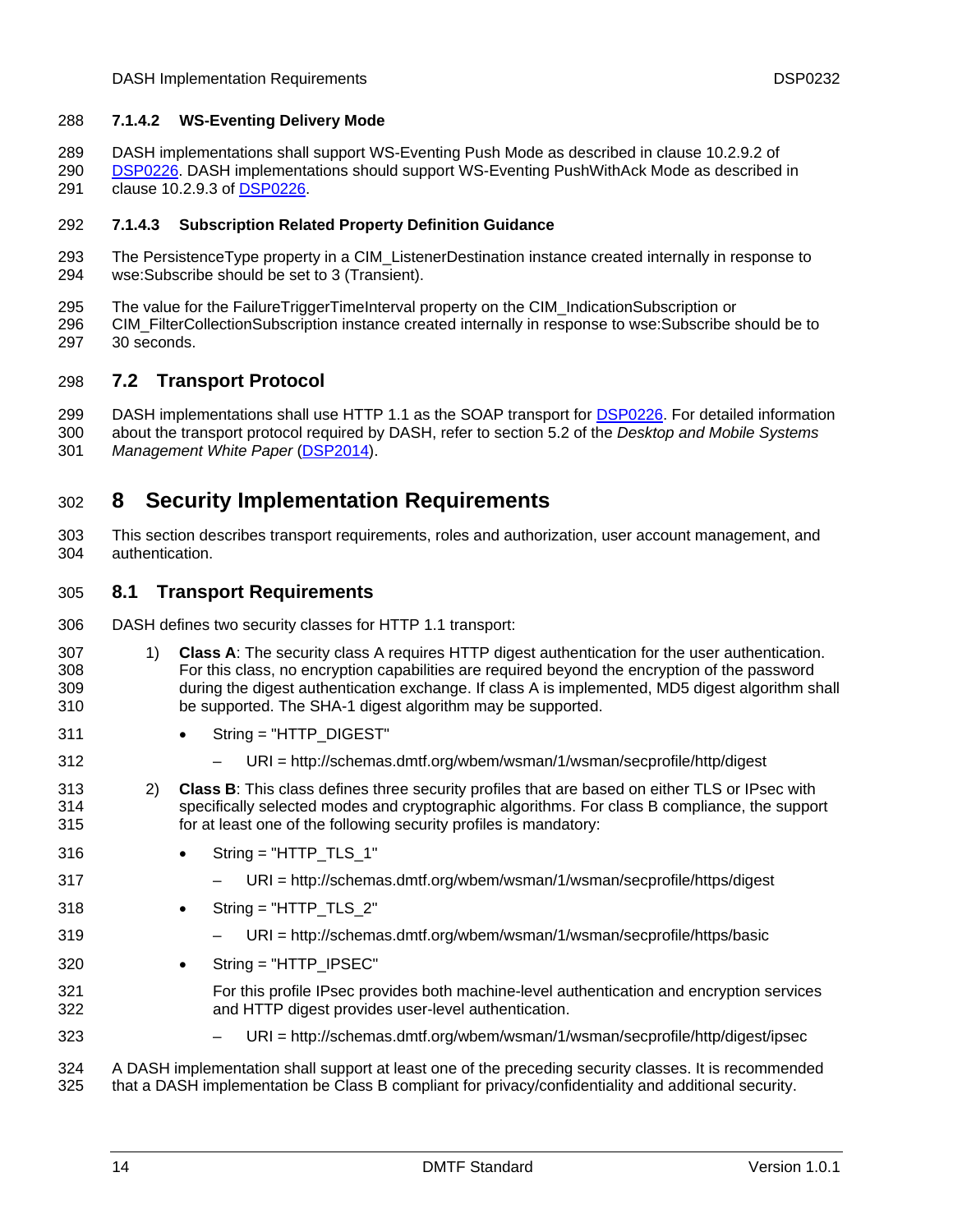#### 7.1.4.2 WS-Eventing Delivery Mode

DASH implementations shall support WS-Eventing Push Mode as described in clause 10.2.9.2 of DSP0226. DASH implementations should support WS-Eventing PushWithAck Mode as described in clause 10.2.9.3 of DSP0226.

#### 7.1.4.3 Subscription Related Property Definition Guidance

The PersistenceType property in a CIM_ListenerDestination instance created internally in response to wse:Subscribe should be set to 3 (Transient).

The value for the FailureTriggerTimeInterval property on the CIM_IndicationSubscription or CIM_FilterCollectionSubscription instance created internally in response to wse:Subscribe should be to 30 seconds.

## 7.2 Transport Protocol

DASH implementations shall use HTTP 1.1 as the SOAP transport for DSP0226. For detailed information about the transport protocol required by DASH, refer to section 5.2 of the *Desktop and Mobile Systems Management White Paper* (DSP2014).

# 8 Security Implementation Requirements

This section describes transport requirements, roles and authorization, user account management, and authentication.

## 8.1 Transport Requirements

DASH defines two security classes for HTTP 1.1 transport:

1) **Class A**: The security class A requires HTTP digest authentication for the user authentication. For this class, no encryption capabilities are required beyond the encryption of the password during the digest authentication exchange. If class A is implemented, MD5 digest algorithm shall be supported. The SHA-1 digest algorithm may be supported.
   - String = "HTTP_DIGEST"
     - URI = http://schemas.dmtf.org/wbem/wsman/1/wsman/secprofile/http/digest

2) **Class B**: This class defines three security profiles that are based on either TLS or IPsec with specifically selected modes and cryptographic algorithms. For class B compliance, the support for at least one of the following security profiles is mandatory:
   - String = "HTTP_TLS_1"
     - URI = http://schemas.dmtf.org/wbem/wsman/1/wsman/secprofile/https/digest
   - String = "HTTP_TLS_2"
     - URI = http://schemas.dmtf.org/wbem/wsman/1/wsman/secprofile/https/basic
   - String = "HTTP_IPSEC"

     For this profile IPsec provides both machine-level authentication and encryption services and HTTP digest provides user-level authentication.
     - URI = http://schemas.dmtf.org/wbem/wsman/1/wsman/secprofile/http/digest/ipsec

A DASH implementation shall support at least one of the preceding security classes. It is recommended that a DASH implementation be Class B compliant for privacy/confidentiality and additional security.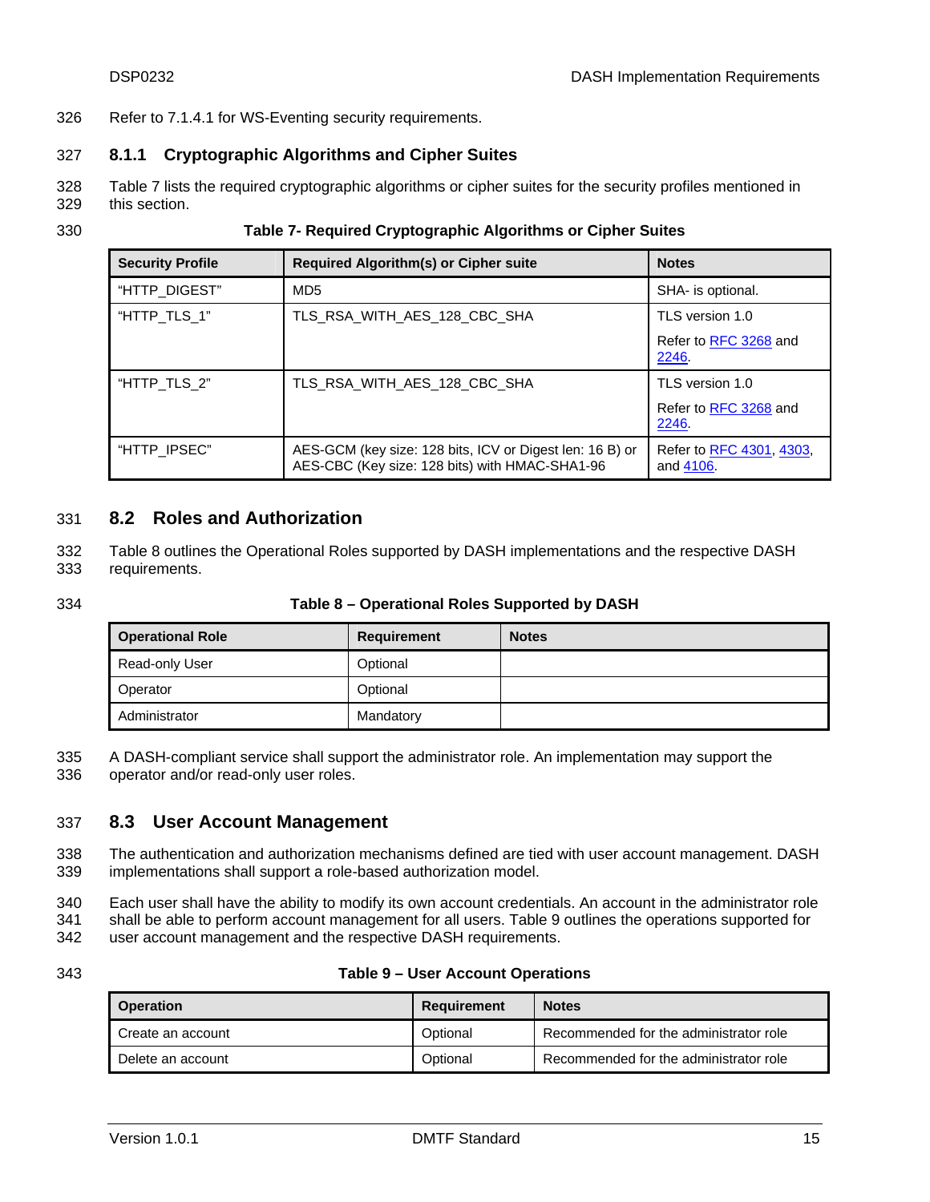Refer to 7.1.4.1 for WS-Eventing security requirements.

### 8.1.1 Cryptographic Algorithms and Cipher Suites

Table 7 lists the required cryptographic algorithms or cipher suites for the security profiles mentioned in this section.

**Table 7- Required Cryptographic Algorithms or Cipher Suites**

| Security Profile | Required Algorithm(s) or Cipher suite | Notes |
|---|---|---|
| "HTTP_DIGEST" | MD5 | SHA- is optional. |
| "HTTP_TLS_1" | TLS_RSA_WITH_AES_128_CBC_SHA | TLS version 1.0<br><br>Refer to RFC 3268 and 2246. |
| "HTTP_TLS_2" | TLS_RSA_WITH_AES_128_CBC_SHA | TLS version 1.0<br><br>Refer to RFC 3268 and 2246. |
| "HTTP_IPSEC" | AES-GCM (key size: 128 bits, ICV or Digest len: 16 B) or AES-CBC (Key size: 128 bits) with HMAC-SHA1-96 | Refer to RFC 4301, 4303, and 4106. |

## 8.2 Roles and Authorization

Table 8 outlines the Operational Roles supported by DASH implementations and the respective DASH requirements.

**Table 8 – Operational Roles Supported by DASH**

| Operational Role | Requirement | Notes |
|---|---|---|
| Read-only User | Optional | |
| Operator | Optional | |
| Administrator | Mandatory | |

A DASH-compliant service shall support the administrator role. An implementation may support the operator and/or read-only user roles.

## 8.3 User Account Management

The authentication and authorization mechanisms defined are tied with user account management. DASH implementations shall support a role-based authorization model.

Each user shall have the ability to modify its own account credentials. An account in the administrator role shall be able to perform account management for all users. Table 9 outlines the operations supported for user account management and the respective DASH requirements.

**Table 9 – User Account Operations**

| Operation | Requirement | Notes |
|---|---|---|
| Create an account | Optional | Recommended for the administrator role |
| Delete an account | Optional | Recommended for the administrator role |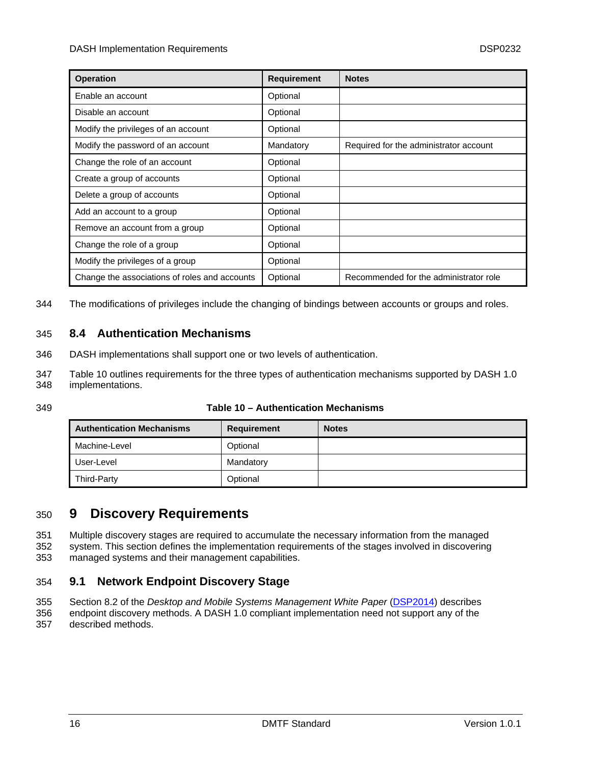| Operation | Requirement | Notes |
|---|---|---|
| Enable an account | Optional | |
| Disable an account | Optional | |
| Modify the privileges of an account | Optional | |
| Modify the password of an account | Mandatory | Required for the administrator account |
| Change the role of an account | Optional | |
| Create a group of accounts | Optional | |
| Delete a group of accounts | Optional | |
| Add an account to a group | Optional | |
| Remove an account from a group | Optional | |
| Change the role of a group | Optional | |
| Modify the privileges of a group | Optional | |
| Change the associations of roles and accounts | Optional | Recommended for the administrator role |

The modifications of privileges include the changing of bindings between accounts or groups and roles.

## 8.4 Authentication Mechanisms

DASH implementations shall support one or two levels of authentication.

Table 10 outlines requirements for the three types of authentication mechanisms supported by DASH 1.0 implementations.

**Table 10 – Authentication Mechanisms**

| Authentication Mechanisms | Requirement | Notes |
|---|---|---|
| Machine-Level | Optional | |
| User-Level | Mandatory | |
| Third-Party | Optional | |

# 9 Discovery Requirements

Multiple discovery stages are required to accumulate the necessary information from the managed system. This section defines the implementation requirements of the stages involved in discovering managed systems and their management capabilities.

## 9.1 Network Endpoint Discovery Stage

Section 8.2 of the *Desktop and Mobile Systems Management White Paper* (DSP2014) describes endpoint discovery methods. A DASH 1.0 compliant implementation need not support any of the described methods.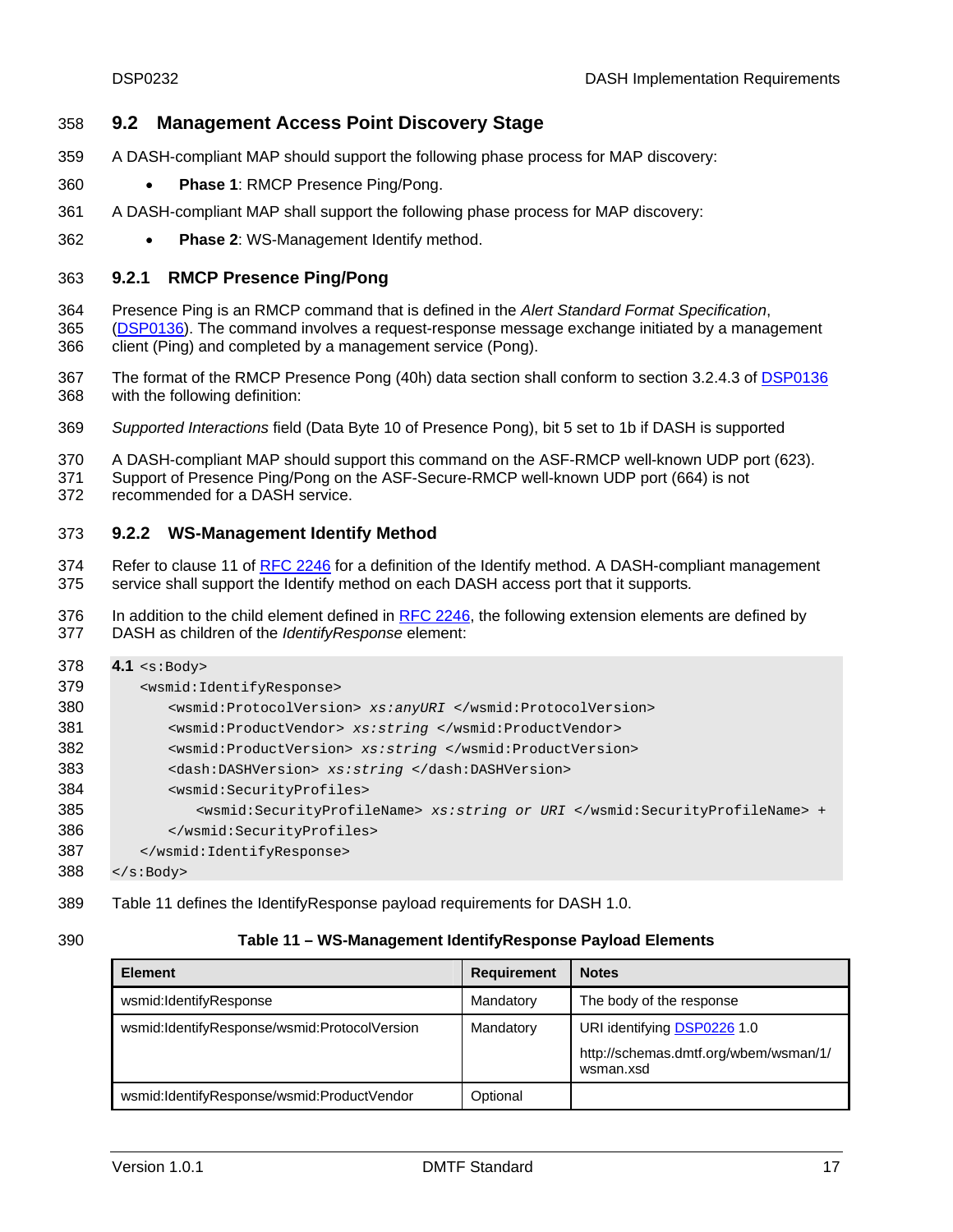## 9.2 Management Access Point Discovery Stage

A DASH-compliant MAP should support the following phase process for MAP discovery:

- **Phase 1**: RMCP Presence Ping/Pong.

A DASH-compliant MAP shall support the following phase process for MAP discovery:

- **Phase 2**: WS-Management Identify method.

### 9.2.1 RMCP Presence Ping/Pong

Presence Ping is an RMCP command that is defined in the *Alert Standard Format Specification*, (DSP0136). The command involves a request-response message exchange initiated by a management client (Ping) and completed by a management service (Pong).

The format of the RMCP Presence Pong (40h) data section shall conform to section 3.2.4.3 of DSP0136 with the following definition:

*Supported Interactions* field (Data Byte 10 of Presence Pong), bit 5 set to 1b if DASH is supported

A DASH-compliant MAP should support this command on the ASF-RMCP well-known UDP port (623). Support of Presence Ping/Pong on the ASF-Secure-RMCP well-known UDP port (664) is not recommended for a DASH service.

### 9.2.2 WS-Management Identify Method

Refer to clause 11 of RFC 2246 for a definition of the Identify method. A DASH-compliant management service shall support the Identify method on each DASH access port that it supports.

In addition to the child element defined in RFC 2246, the following extension elements are defined by DASH as children of the *IdentifyResponse* element:

```
4.1 <s:Body>
    <wsmid:IdentifyResponse>
        <wsmid:ProtocolVersion> xs:anyURI </wsmid:ProtocolVersion>
        <wsmid:ProductVendor> xs:string </wsmid:ProductVendor>
        <wsmid:ProductVersion> xs:string </wsmid:ProductVersion>
        <dash:DASHVersion> xs:string </dash:DASHVersion>
        <wsmid:SecurityProfiles>
            <wsmid:SecurityProfileName> xs:string or URI </wsmid:SecurityProfileName> +
        </wsmid:SecurityProfiles>
    </wsmid:IdentifyResponse>
</s:Body>
```

Table 11 defines the IdentifyResponse payload requirements for DASH 1.0.

**Table 11 – WS-Management IdentifyResponse Payload Elements**

| Element | Requirement | Notes |
|---|---|---|
| wsmid:IdentifyResponse | Mandatory | The body of the response |
| wsmid:IdentifyResponse/wsmid:ProtocolVersion | Mandatory | URI identifying DSP0226 1.0<br>http://schemas.dmtf.org/wbem/wsman/1/wsman.xsd |
| wsmid:IdentifyResponse/wsmid:ProductVendor | Optional | |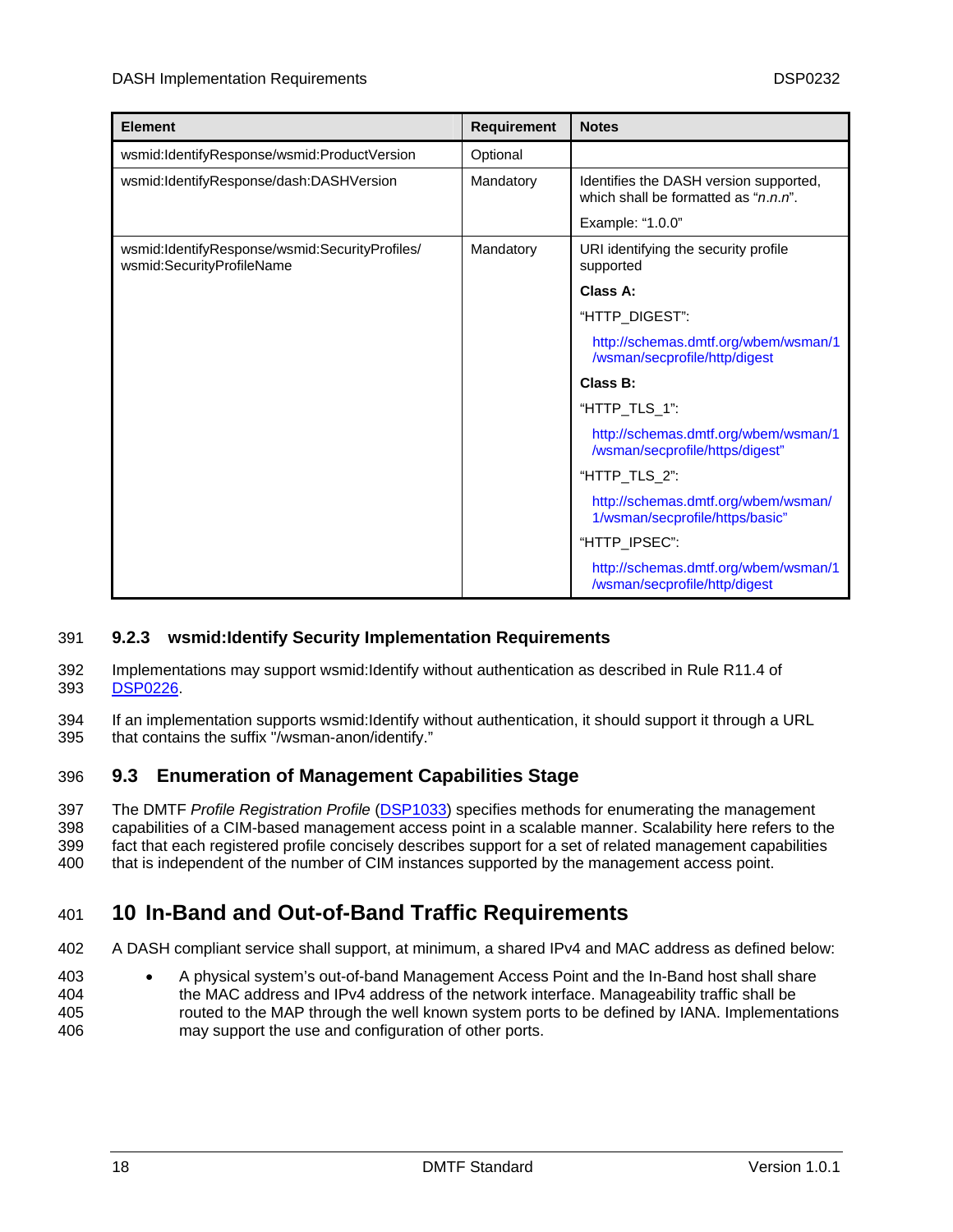| Element | Requirement | Notes |
|---|---|---|
| wsmid:IdentifyResponse/wsmid:ProductVersion | Optional | |
| wsmid:IdentifyResponse/dash:DASHVersion | Mandatory | Identifies the DASH version supported, which shall be formatted as "*n.n.n*".<br><br>Example: "1.0.0" |
| wsmid:IdentifyResponse/wsmid:SecurityProfiles/ wsmid:SecurityProfileName | Mandatory | URI identifying the security profile supported<br><br>**Class A:**<br><br>"HTTP_DIGEST":<br><br>http://schemas.dmtf.org/wbem/wsman/1/wsman/secprofile/http/digest<br><br>**Class B:**<br><br>"HTTP_TLS_1":<br><br>http://schemas.dmtf.org/wbem/wsman/1/wsman/secprofile/https/digest"<br><br>"HTTP_TLS_2":<br><br>http://schemas.dmtf.org/wbem/wsman/1/wsman/secprofile/https/basic"<br><br>"HTTP_IPSEC":<br><br>http://schemas.dmtf.org/wbem/wsman/1/wsman/secprofile/http/digest |

### 9.2.3 wsmid:Identify Security Implementation Requirements

Implementations may support wsmid:Identify without authentication as described in Rule R11.4 of DSP0226.

If an implementation supports wsmid:Identify without authentication, it should support it through a URL that contains the suffix "/wsman-anon/identify."

## 9.3 Enumeration of Management Capabilities Stage

The DMTF *Profile Registration Profile* (DSP1033) specifies methods for enumerating the management capabilities of a CIM-based management access point in a scalable manner. Scalability here refers to the fact that each registered profile concisely describes support for a set of related management capabilities that is independent of the number of CIM instances supported by the management access point.

# 10 In-Band and Out-of-Band Traffic Requirements

A DASH compliant service shall support, at minimum, a shared IPv4 and MAC address as defined below:

- A physical system's out-of-band Management Access Point and the In-Band host shall share the MAC address and IPv4 address of the network interface. Manageability traffic shall be routed to the MAP through the well known system ports to be defined by IANA. Implementations may support the use and configuration of other ports.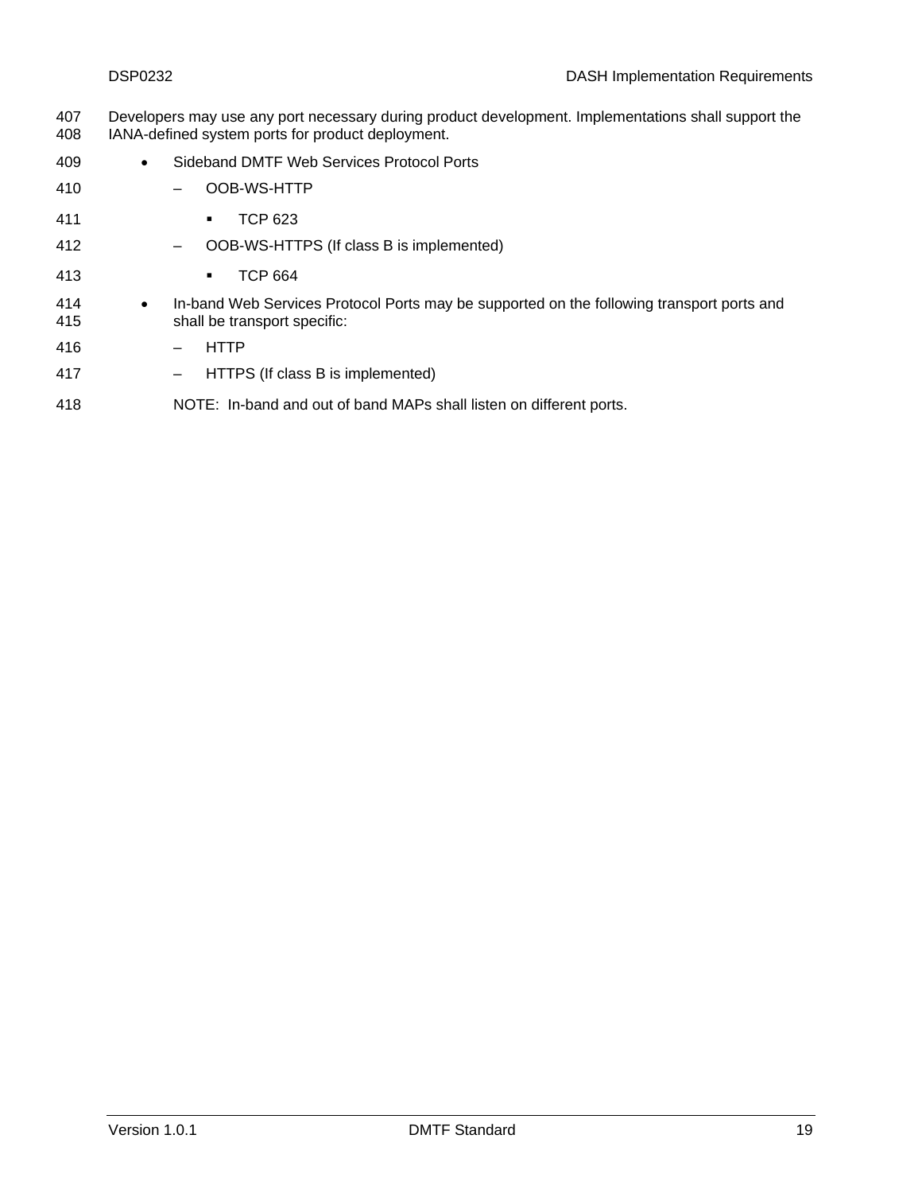Developers may use any port necessary during product development. Implementations shall support the IANA-defined system ports for product deployment.

- Sideband DMTF Web Services Protocol Ports
  - OOB-WS-HTTP
    - TCP 623
  - OOB-WS-HTTPS (If class B is implemented)
    - TCP 664
- In-band Web Services Protocol Ports may be supported on the following transport ports and shall be transport specific:
  - HTTP
  - HTTPS (If class B is implemented)

  NOTE: In-band and out of band MAPs shall listen on different ports.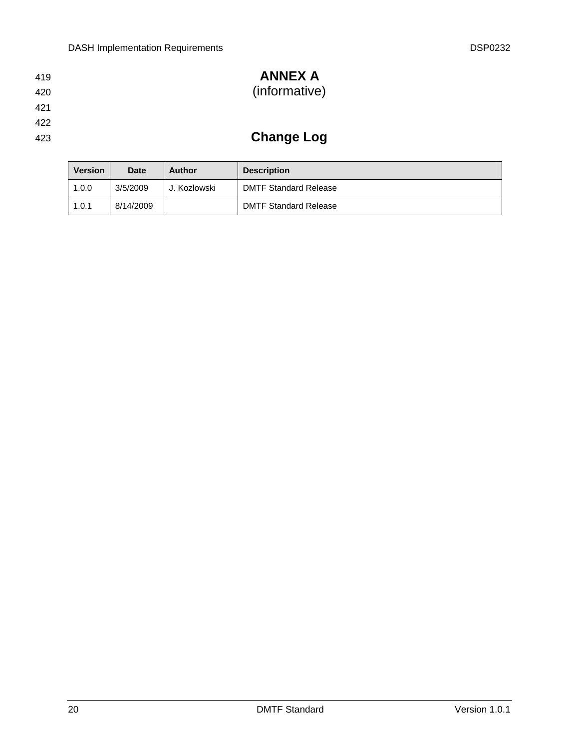# ANNEX A
(informative)

## Change Log

| Version | Date | Author | Description |
|---|---|---|---|
| 1.0.0 | 3/5/2009 | J. Kozlowski | DMTF Standard Release |
| 1.0.1 | 8/14/2009 | | DMTF Standard Release |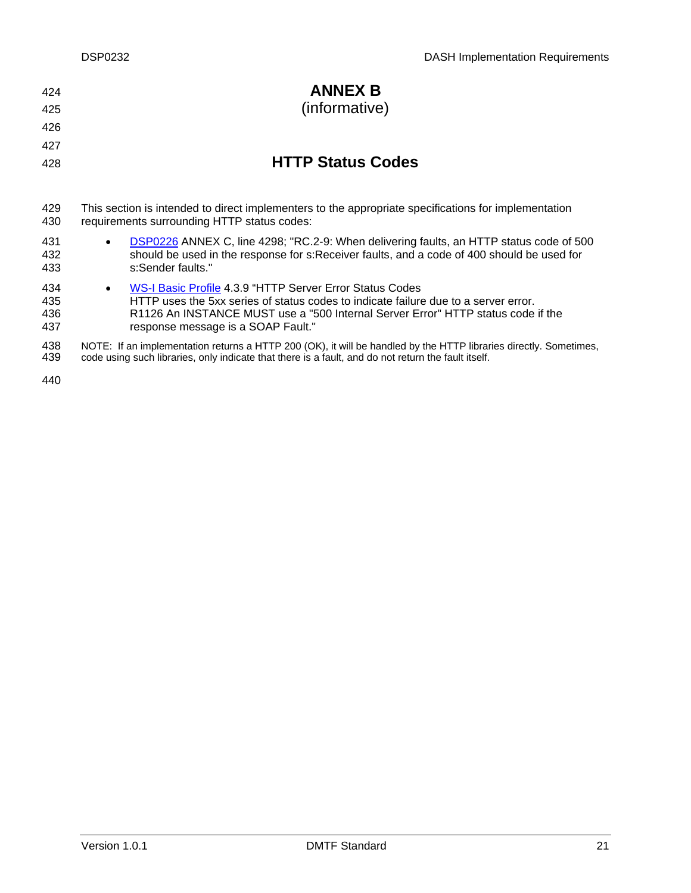# ANNEX B
(informative)

## HTTP Status Codes

This section is intended to direct implementers to the appropriate specifications for implementation requirements surrounding HTTP status codes:

- DSP0226 ANNEX C, line 4298; "RC.2-9: When delivering faults, an HTTP status code of 500 should be used in the response for s:Receiver faults, and a code of 400 should be used for s:Sender faults."
- WS-I Basic Profile 4.3.9 "HTTP Server Error Status Codes
  HTTP uses the 5xx series of status codes to indicate failure due to a server error.
  R1126 An INSTANCE MUST use a "500 Internal Server Error" HTTP status code if the response message is a SOAP Fault."

NOTE: If an implementation returns a HTTP 200 (OK), it will be handled by the HTTP libraries directly. Sometimes, code using such libraries, only indicate that there is a fault, and do not return the fault itself.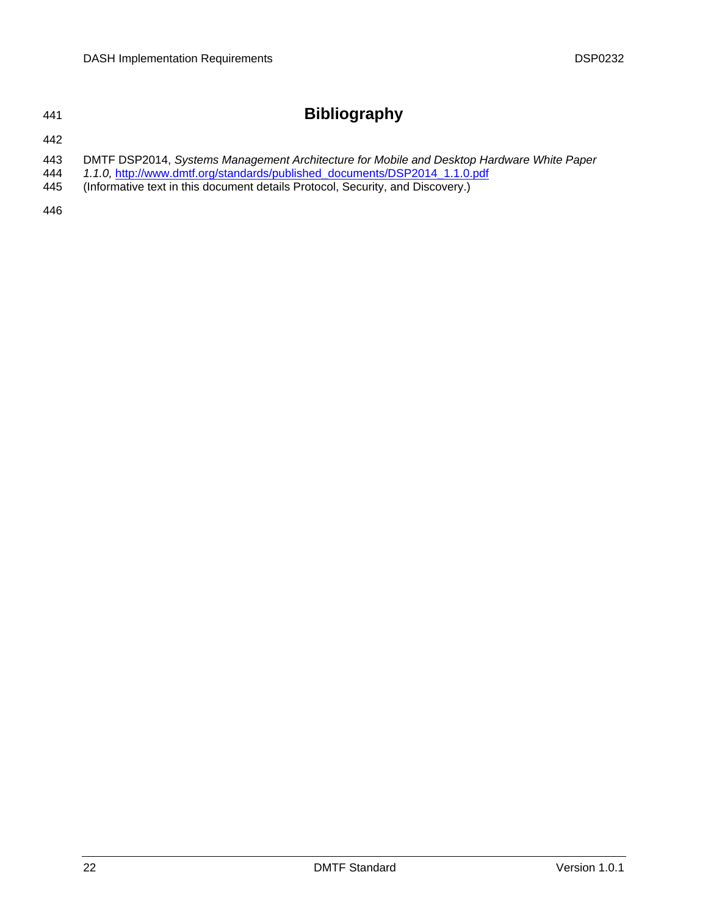# Bibliography

DMTF DSP2014, *Systems Management Architecture for Mobile and Desktop Hardware White Paper 1.1.0,* http://www.dmtf.org/standards/published_documents/DSP2014_1.1.0.pdf
(Informative text in this document details Protocol, Security, and Discovery.)